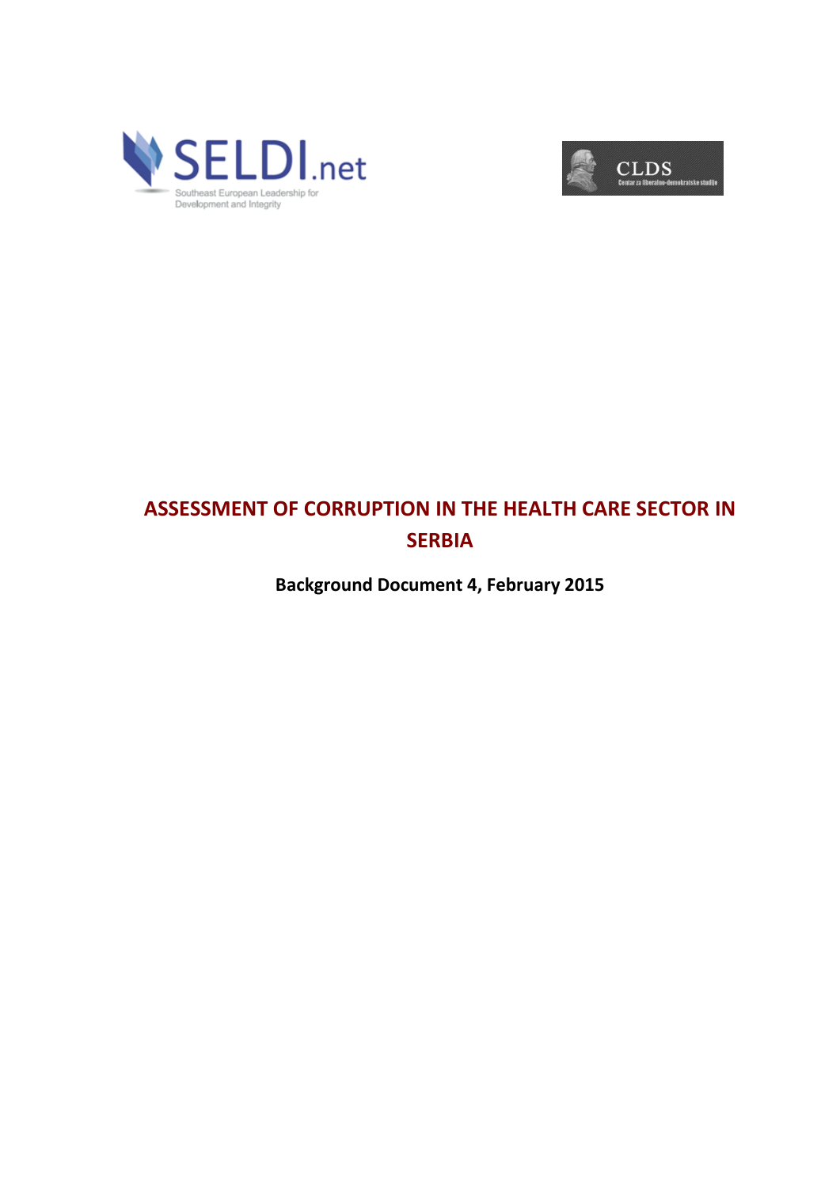SELDI.net

Southeast European Leadership for Development and Integrity

CLDS

Centar za liberalno-demokratske studije

# ASSESSMENT OF CORRUPTION IN THE HEALTH CARE SECTOR IN SERBIA

**Background Document 4, February 2015**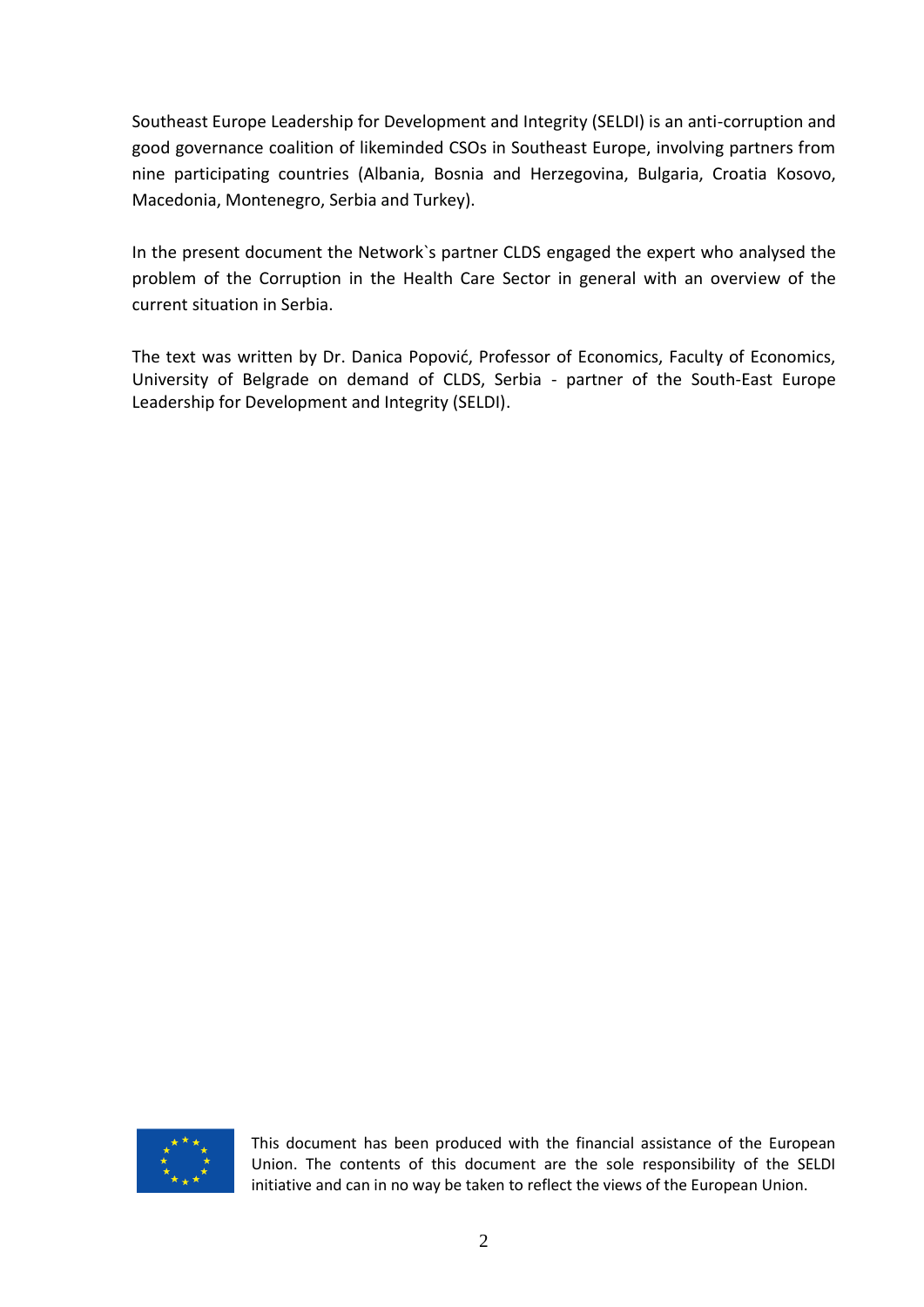Southeast Europe Leadership for Development and Integrity (SELDI) is an anti-corruption and good governance coalition of likeminded CSOs in Southeast Europe, involving partners from nine participating countries (Albania, Bosnia and Herzegovina, Bulgaria, Croatia Kosovo, Macedonia, Montenegro, Serbia and Turkey).

In the present document the Network`s partner CLDS engaged the expert who analysed the problem of the Corruption in the Health Care Sector in general with an overview of the current situation in Serbia.

The text was written by Dr. Danica Popović, Professor of Economics, Faculty of Economics, University of Belgrade on demand of CLDS, Serbia - partner of the South-East Europe Leadership for Development and Integrity (SELDI).

This document has been produced with the financial assistance of the European Union. The contents of this document are the sole responsibility of the SELDI initiative and can in no way be taken to reflect the views of the European Union.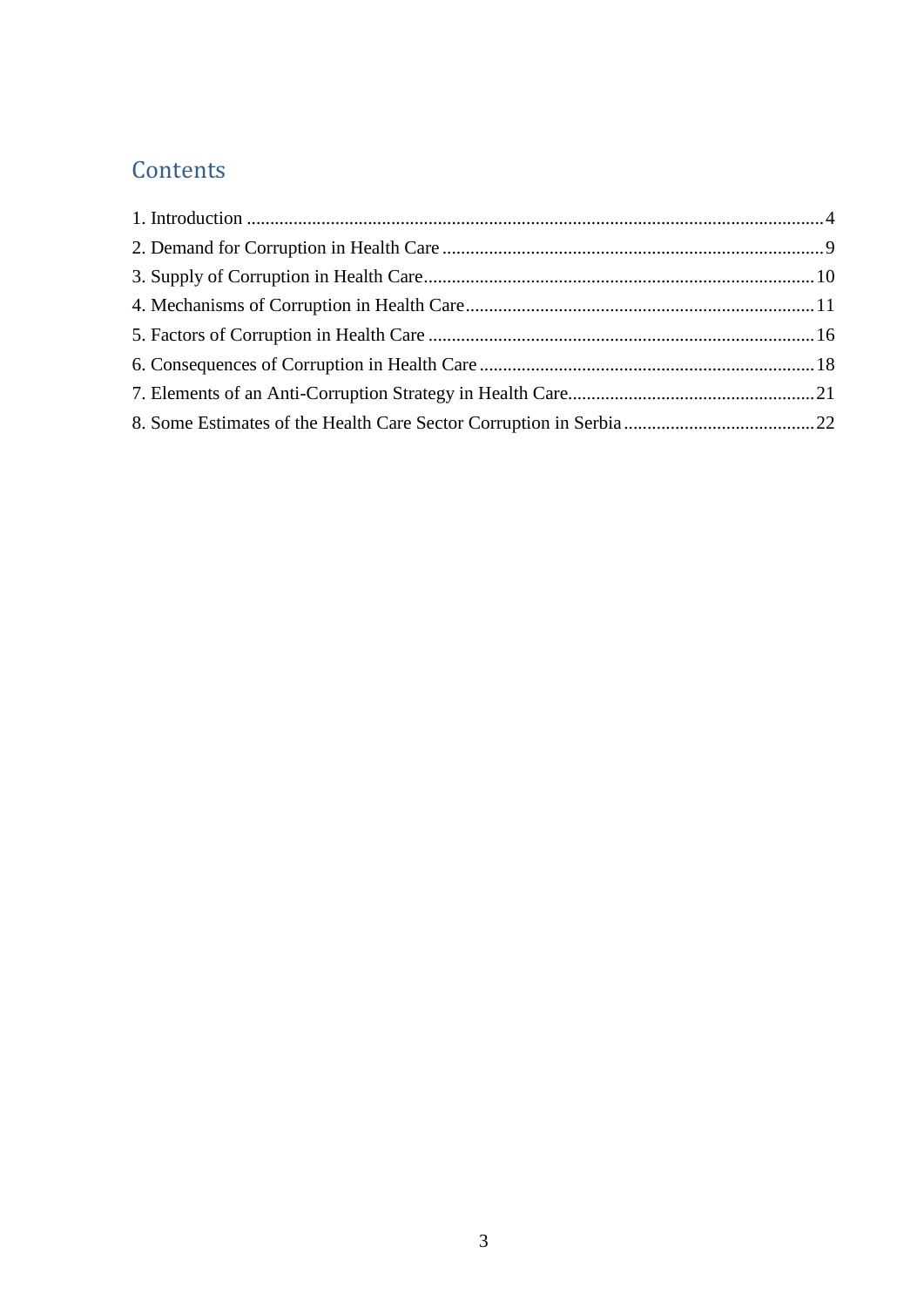# Contents

1. Introduction ... 4
2. Demand for Corruption in Health Care ... 9
3. Supply of Corruption in Health Care ... 10
4. Mechanisms of Corruption in Health Care ... 11
5. Factors of Corruption in Health Care ... 16
6. Consequences of Corruption in Health Care ... 18
7. Elements of an Anti-Corruption Strategy in Health Care ... 21
8. Some Estimates of the Health Care Sector Corruption in Serbia ... 22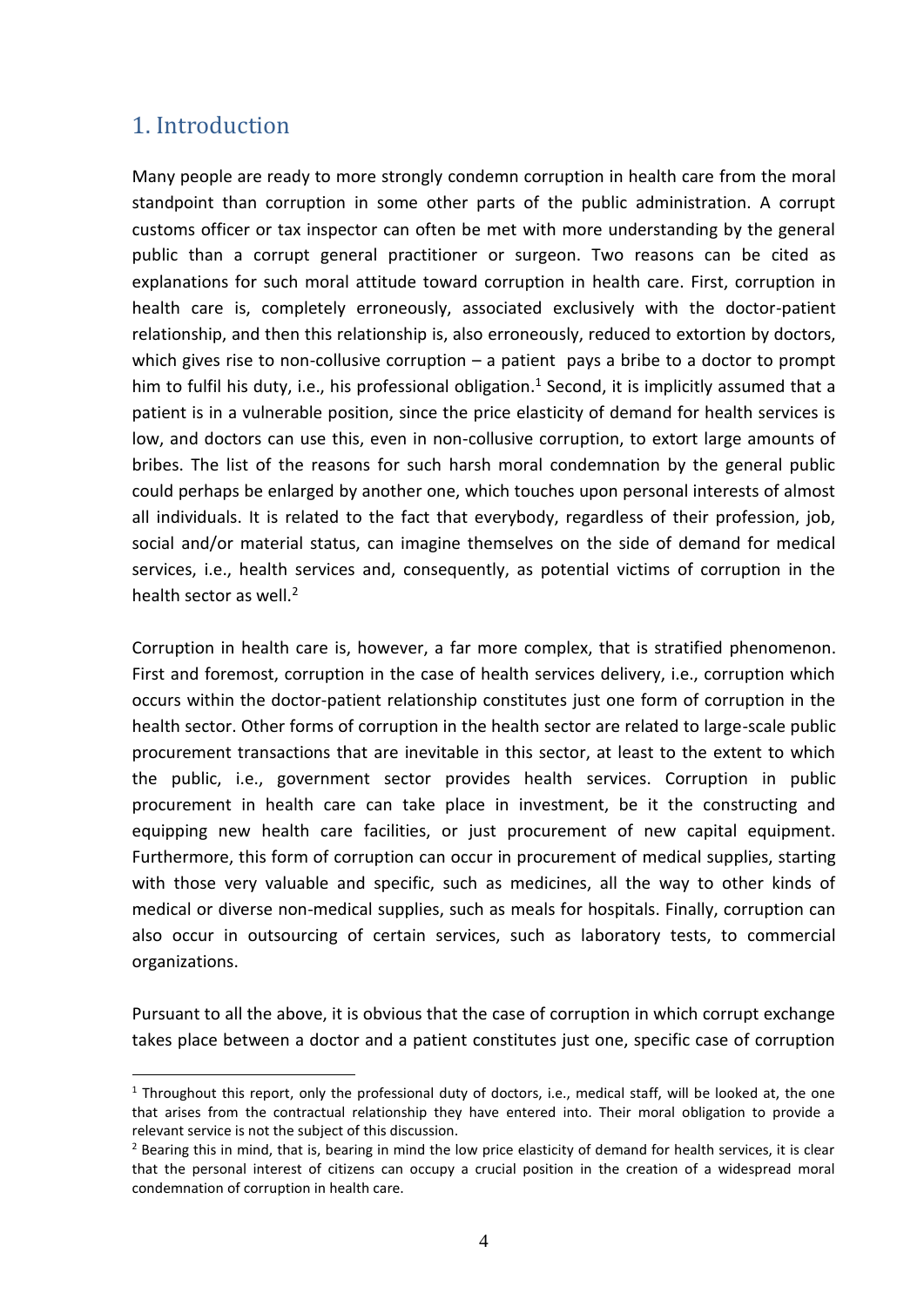# 1. Introduction

Many people are ready to more strongly condemn corruption in health care from the moral standpoint than corruption in some other parts of the public administration. A corrupt customs officer or tax inspector can often be met with more understanding by the general public than a corrupt general practitioner or surgeon. Two reasons can be cited as explanations for such moral attitude toward corruption in health care. First, corruption in health care is, completely erroneously, associated exclusively with the doctor-patient relationship, and then this relationship is, also erroneously, reduced to extortion by doctors, which gives rise to non-collusive corruption – a patient pays a bribe to a doctor to prompt him to fulfil his duty, i.e., his professional obligation.[1] Second, it is implicitly assumed that a patient is in a vulnerable position, since the price elasticity of demand for health services is low, and doctors can use this, even in non-collusive corruption, to extort large amounts of bribes. The list of the reasons for such harsh moral condemnation by the general public could perhaps be enlarged by another one, which touches upon personal interests of almost all individuals. It is related to the fact that everybody, regardless of their profession, job, social and/or material status, can imagine themselves on the side of demand for medical services, i.e., health services and, consequently, as potential victims of corruption in the health sector as well.[2]

Corruption in health care is, however, a far more complex, that is stratified phenomenon. First and foremost, corruption in the case of health services delivery, i.e., corruption which occurs within the doctor-patient relationship constitutes just one form of corruption in the health sector. Other forms of corruption in the health sector are related to large-scale public procurement transactions that are inevitable in this sector, at least to the extent to which the public, i.e., government sector provides health services. Corruption in public procurement in health care can take place in investment, be it the constructing and equipping new health care facilities, or just procurement of new capital equipment. Furthermore, this form of corruption can occur in procurement of medical supplies, starting with those very valuable and specific, such as medicines, all the way to other kinds of medical or diverse non-medical supplies, such as meals for hospitals. Finally, corruption can also occur in outsourcing of certain services, such as laboratory tests, to commercial organizations.

Pursuant to all the above, it is obvious that the case of corruption in which corrupt exchange takes place between a doctor and a patient constitutes just one, specific case of corruption

---

[1] Throughout this report, only the professional duty of doctors, i.e., medical staff, will be looked at, the one that arises from the contractual relationship they have entered into. Their moral obligation to provide a relevant service is not the subject of this discussion.

[2] Bearing this in mind, that is, bearing in mind the low price elasticity of demand for health services, it is clear that the personal interest of citizens can occupy a crucial position in the creation of a widespread moral condemnation of corruption in health care.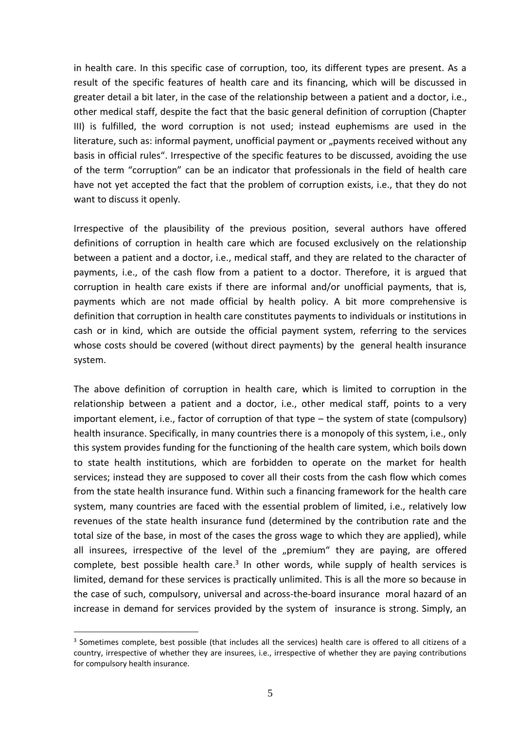in health care. In this specific case of corruption, too, its different types are present. As a result of the specific features of health care and its financing, which will be discussed in greater detail a bit later, in the case of the relationship between a patient and a doctor, i.e., other medical staff, despite the fact that the basic general definition of corruption (Chapter III) is fulfilled, the word corruption is not used; instead euphemisms are used in the literature, such as: informal payment, unofficial payment or „payments received without any basis in official rules". Irrespective of the specific features to be discussed, avoiding the use of the term "corruption" can be an indicator that professionals in the field of health care have not yet accepted the fact that the problem of corruption exists, i.e., that they do not want to discuss it openly.

Irrespective of the plausibility of the previous position, several authors have offered definitions of corruption in health care which are focused exclusively on the relationship between a patient and a doctor, i.e., medical staff, and they are related to the character of payments, i.e., of the cash flow from a patient to a doctor. Therefore, it is argued that corruption in health care exists if there are informal and/or unofficial payments, that is, payments which are not made official by health policy. A bit more comprehensive is definition that corruption in health care constitutes payments to individuals or institutions in cash or in kind, which are outside the official payment system, referring to the services whose costs should be covered (without direct payments) by the general health insurance system.

The above definition of corruption in health care, which is limited to corruption in the relationship between a patient and a doctor, i.e., other medical staff, points to a very important element, i.e., factor of corruption of that type – the system of state (compulsory) health insurance. Specifically, in many countries there is a monopoly of this system, i.e., only this system provides funding for the functioning of the health care system, which boils down to state health institutions, which are forbidden to operate on the market for health services; instead they are supposed to cover all their costs from the cash flow which comes from the state health insurance fund. Within such a financing framework for the health care system, many countries are faced with the essential problem of limited, i.e., relatively low revenues of the state health insurance fund (determined by the contribution rate and the total size of the base, in most of the cases the gross wage to which they are applied), while all insurees, irrespective of the level of the „premium" they are paying, are offered complete, best possible health care.[3] In other words, while supply of health services is limited, demand for these services is practically unlimited. This is all the more so because in the case of such, compulsory, universal and across-the-board insurance moral hazard of an increase in demand for services provided by the system of insurance is strong. Simply, an

[3] Sometimes complete, best possible (that includes all the services) health care is offered to all citizens of a country, irrespective of whether they are insurees, i.e., irrespective of whether they are paying contributions for compulsory health insurance.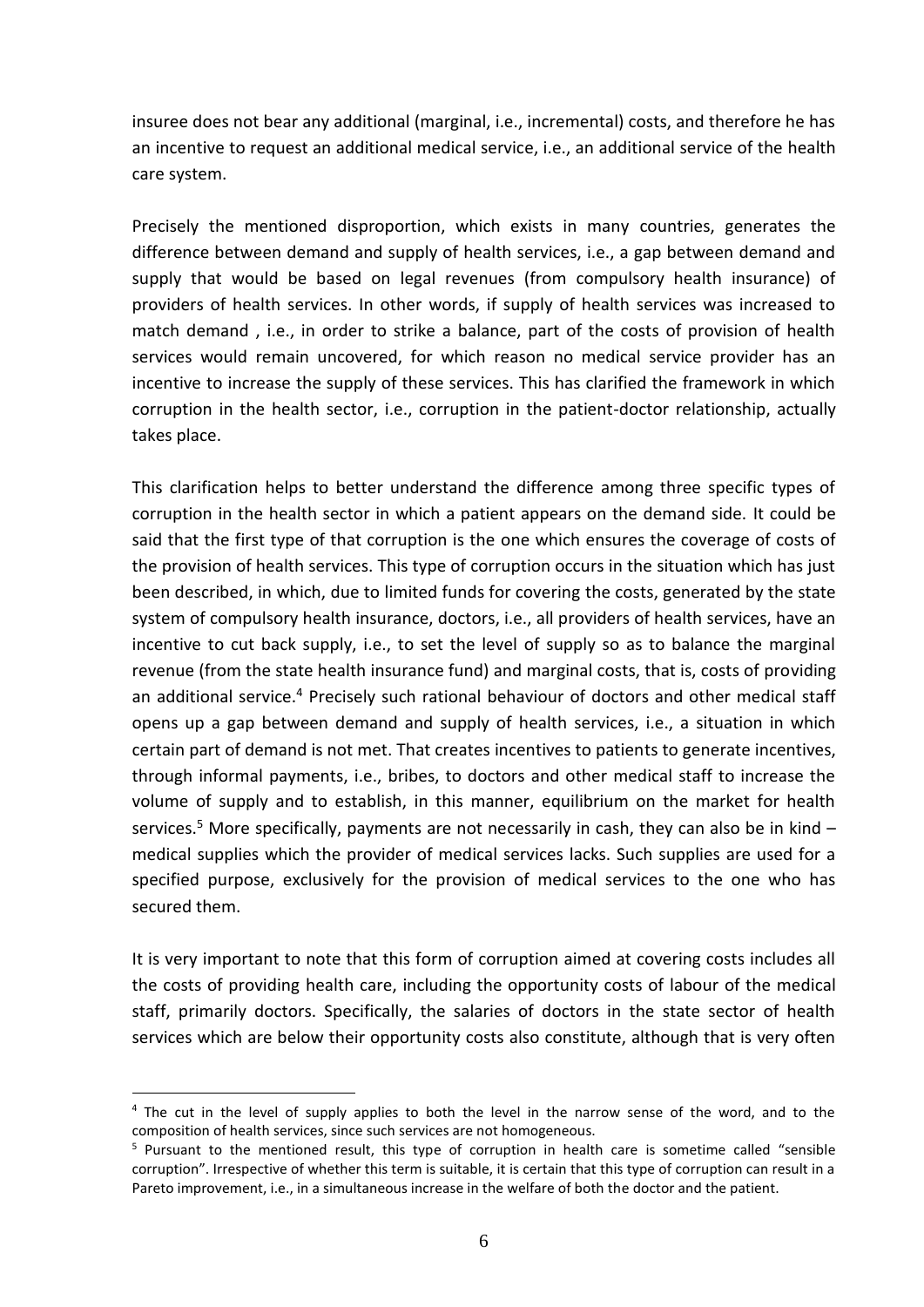insuree does not bear any additional (marginal, i.e., incremental) costs, and therefore he has an incentive to request an additional medical service, i.e., an additional service of the health care system.

Precisely the mentioned disproportion, which exists in many countries, generates the difference between demand and supply of health services, i.e., a gap between demand and supply that would be based on legal revenues (from compulsory health insurance) of providers of health services. In other words, if supply of health services was increased to match demand , i.e., in order to strike a balance, part of the costs of provision of health services would remain uncovered, for which reason no medical service provider has an incentive to increase the supply of these services. This has clarified the framework in which corruption in the health sector, i.e., corruption in the patient-doctor relationship, actually takes place.

This clarification helps to better understand the difference among three specific types of corruption in the health sector in which a patient appears on the demand side. It could be said that the first type of that corruption is the one which ensures the coverage of costs of the provision of health services. This type of corruption occurs in the situation which has just been described, in which, due to limited funds for covering the costs, generated by the state system of compulsory health insurance, doctors, i.e., all providers of health services, have an incentive to cut back supply, i.e., to set the level of supply so as to balance the marginal revenue (from the state health insurance fund) and marginal costs, that is, costs of providing an additional service.[4] Precisely such rational behaviour of doctors and other medical staff opens up a gap between demand and supply of health services, i.e., a situation in which certain part of demand is not met. That creates incentives to patients to generate incentives, through informal payments, i.e., bribes, to doctors and other medical staff to increase the volume of supply and to establish, in this manner, equilibrium on the market for health services.[5] More specifically, payments are not necessarily in cash, they can also be in kind – medical supplies which the provider of medical services lacks. Such supplies are used for a specified purpose, exclusively for the provision of medical services to the one who has secured them.

It is very important to note that this form of corruption aimed at covering costs includes all the costs of providing health care, including the opportunity costs of labour of the medical staff, primarily doctors. Specifically, the salaries of doctors in the state sector of health services which are below their opportunity costs also constitute, although that is very often

---

[4] The cut in the level of supply applies to both the level in the narrow sense of the word, and to the composition of health services, since such services are not homogeneous.

[5] Pursuant to the mentioned result, this type of corruption in health care is sometime called "sensible corruption". Irrespective of whether this term is suitable, it is certain that this type of corruption can result in a Pareto improvement, i.e., in a simultaneous increase in the welfare of both the doctor and the patient.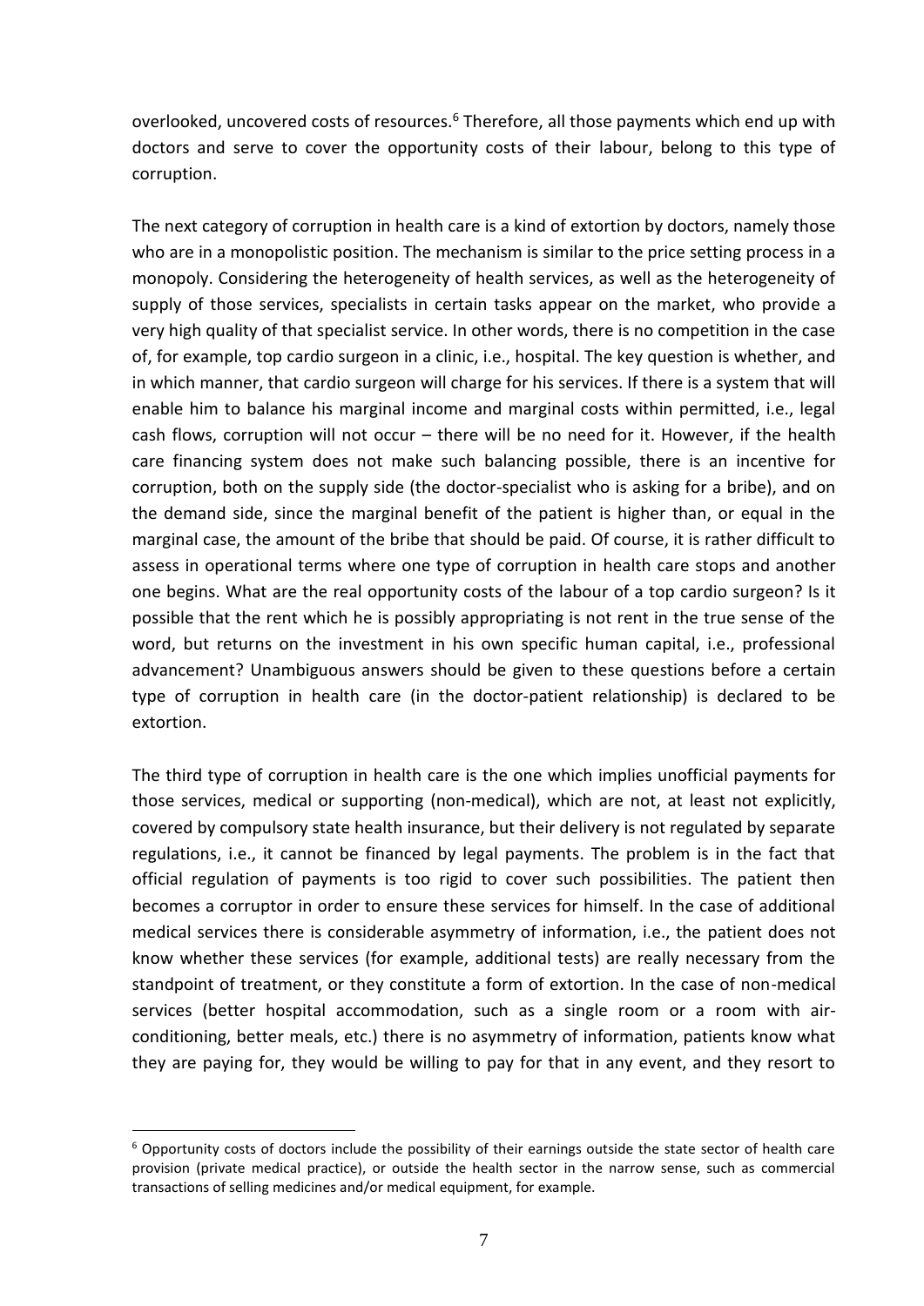overlooked, uncovered costs of resources.[6] Therefore, all those payments which end up with doctors and serve to cover the opportunity costs of their labour, belong to this type of corruption.

The next category of corruption in health care is a kind of extortion by doctors, namely those who are in a monopolistic position. The mechanism is similar to the price setting process in a monopoly. Considering the heterogeneity of health services, as well as the heterogeneity of supply of those services, specialists in certain tasks appear on the market, who provide a very high quality of that specialist service. In other words, there is no competition in the case of, for example, top cardio surgeon in a clinic, i.e., hospital. The key question is whether, and in which manner, that cardio surgeon will charge for his services. If there is a system that will enable him to balance his marginal income and marginal costs within permitted, i.e., legal cash flows, corruption will not occur – there will be no need for it. However, if the health care financing system does not make such balancing possible, there is an incentive for corruption, both on the supply side (the doctor-specialist who is asking for a bribe), and on the demand side, since the marginal benefit of the patient is higher than, or equal in the marginal case, the amount of the bribe that should be paid. Of course, it is rather difficult to assess in operational terms where one type of corruption in health care stops and another one begins. What are the real opportunity costs of the labour of a top cardio surgeon? Is it possible that the rent which he is possibly appropriating is not rent in the true sense of the word, but returns on the investment in his own specific human capital, i.e., professional advancement? Unambiguous answers should be given to these questions before a certain type of corruption in health care (in the doctor-patient relationship) is declared to be extortion.

The third type of corruption in health care is the one which implies unofficial payments for those services, medical or supporting (non-medical), which are not, at least not explicitly, covered by compulsory state health insurance, but their delivery is not regulated by separate regulations, i.e., it cannot be financed by legal payments. The problem is in the fact that official regulation of payments is too rigid to cover such possibilities. The patient then becomes a corruptor in order to ensure these services for himself. In the case of additional medical services there is considerable asymmetry of information, i.e., the patient does not know whether these services (for example, additional tests) are really necessary from the standpoint of treatment, or they constitute a form of extortion. In the case of non-medical services (better hospital accommodation, such as a single room or a room with air-conditioning, better meals, etc.) there is no asymmetry of information, patients know what they are paying for, they would be willing to pay for that in any event, and they resort to

[6] Opportunity costs of doctors include the possibility of their earnings outside the state sector of health care provision (private medical practice), or outside the health sector in the narrow sense, such as commercial transactions of selling medicines and/or medical equipment, for example.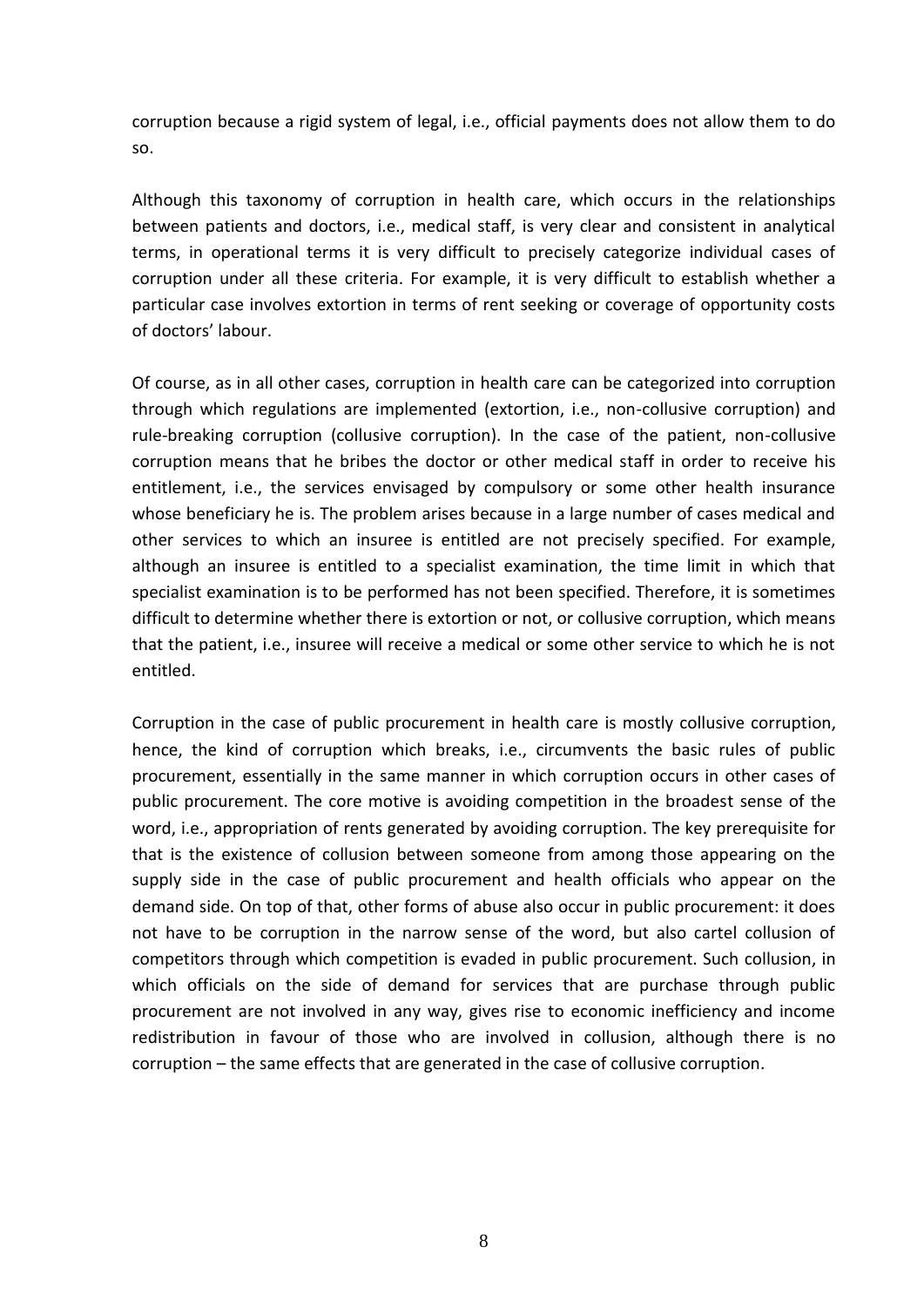corruption because a rigid system of legal, i.e., official payments does not allow them to do so.

Although this taxonomy of corruption in health care, which occurs in the relationships between patients and doctors, i.e., medical staff, is very clear and consistent in analytical terms, in operational terms it is very difficult to precisely categorize individual cases of corruption under all these criteria. For example, it is very difficult to establish whether a particular case involves extortion in terms of rent seeking or coverage of opportunity costs of doctors' labour.

Of course, as in all other cases, corruption in health care can be categorized into corruption through which regulations are implemented (extortion, i.e., non-collusive corruption) and rule-breaking corruption (collusive corruption). In the case of the patient, non-collusive corruption means that he bribes the doctor or other medical staff in order to receive his entitlement, i.e., the services envisaged by compulsory or some other health insurance whose beneficiary he is. The problem arises because in a large number of cases medical and other services to which an insuree is entitled are not precisely specified. For example, although an insuree is entitled to a specialist examination, the time limit in which that specialist examination is to be performed has not been specified. Therefore, it is sometimes difficult to determine whether there is extortion or not, or collusive corruption, which means that the patient, i.e., insuree will receive a medical or some other service to which he is not entitled.

Corruption in the case of public procurement in health care is mostly collusive corruption, hence, the kind of corruption which breaks, i.e., circumvents the basic rules of public procurement, essentially in the same manner in which corruption occurs in other cases of public procurement. The core motive is avoiding competition in the broadest sense of the word, i.e., appropriation of rents generated by avoiding corruption. The key prerequisite for that is the existence of collusion between someone from among those appearing on the supply side in the case of public procurement and health officials who appear on the demand side. On top of that, other forms of abuse also occur in public procurement: it does not have to be corruption in the narrow sense of the word, but also cartel collusion of competitors through which competition is evaded in public procurement. Such collusion, in which officials on the side of demand for services that are purchase through public procurement are not involved in any way, gives rise to economic inefficiency and income redistribution in favour of those who are involved in collusion, although there is no corruption – the same effects that are generated in the case of collusive corruption.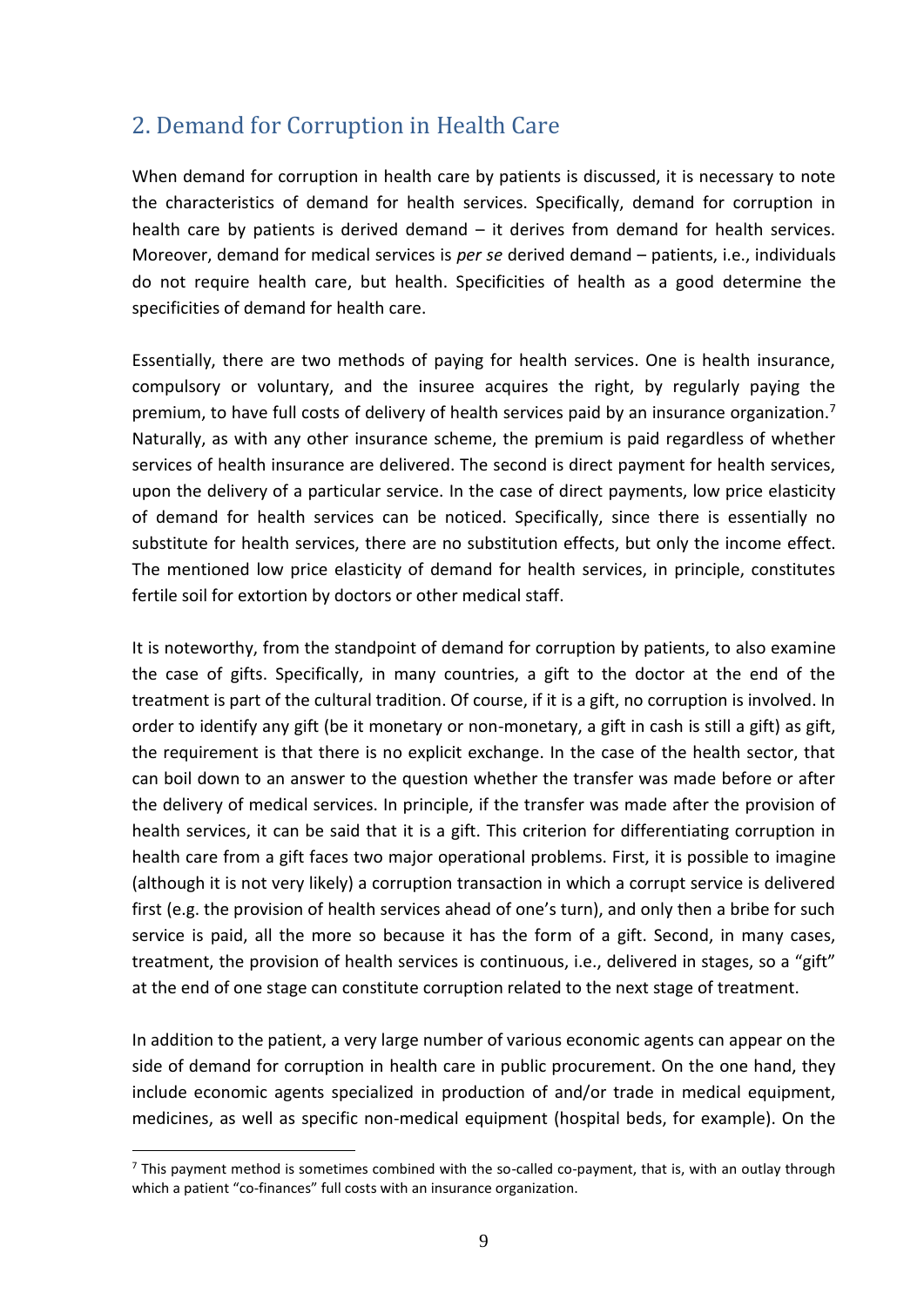## 2. Demand for Corruption in Health Care

When demand for corruption in health care by patients is discussed, it is necessary to note the characteristics of demand for health services. Specifically, demand for corruption in health care by patients is derived demand – it derives from demand for health services. Moreover, demand for medical services is *per se* derived demand – patients, i.e., individuals do not require health care, but health. Specificities of health as a good determine the specificities of demand for health care.

Essentially, there are two methods of paying for health services. One is health insurance, compulsory or voluntary, and the insuree acquires the right, by regularly paying the premium, to have full costs of delivery of health services paid by an insurance organization.[7] Naturally, as with any other insurance scheme, the premium is paid regardless of whether services of health insurance are delivered. The second is direct payment for health services, upon the delivery of a particular service. In the case of direct payments, low price elasticity of demand for health services can be noticed. Specifically, since there is essentially no substitute for health services, there are no substitution effects, but only the income effect. The mentioned low price elasticity of demand for health services, in principle, constitutes fertile soil for extortion by doctors or other medical staff.

It is noteworthy, from the standpoint of demand for corruption by patients, to also examine the case of gifts. Specifically, in many countries, a gift to the doctor at the end of the treatment is part of the cultural tradition. Of course, if it is a gift, no corruption is involved. In order to identify any gift (be it monetary or non-monetary, a gift in cash is still a gift) as gift, the requirement is that there is no explicit exchange. In the case of the health sector, that can boil down to an answer to the question whether the transfer was made before or after the delivery of medical services. In principle, if the transfer was made after the provision of health services, it can be said that it is a gift. This criterion for differentiating corruption in health care from a gift faces two major operational problems. First, it is possible to imagine (although it is not very likely) a corruption transaction in which a corrupt service is delivered first (e.g. the provision of health services ahead of one's turn), and only then a bribe for such service is paid, all the more so because it has the form of a gift. Second, in many cases, treatment, the provision of health services is continuous, i.e., delivered in stages, so a "gift" at the end of one stage can constitute corruption related to the next stage of treatment.

In addition to the patient, a very large number of various economic agents can appear on the side of demand for corruption in health care in public procurement. On the one hand, they include economic agents specialized in production of and/or trade in medical equipment, medicines, as well as specific non-medical equipment (hospital beds, for example). On the

[7] This payment method is sometimes combined with the so-called co-payment, that is, with an outlay through which a patient "co-finances" full costs with an insurance organization.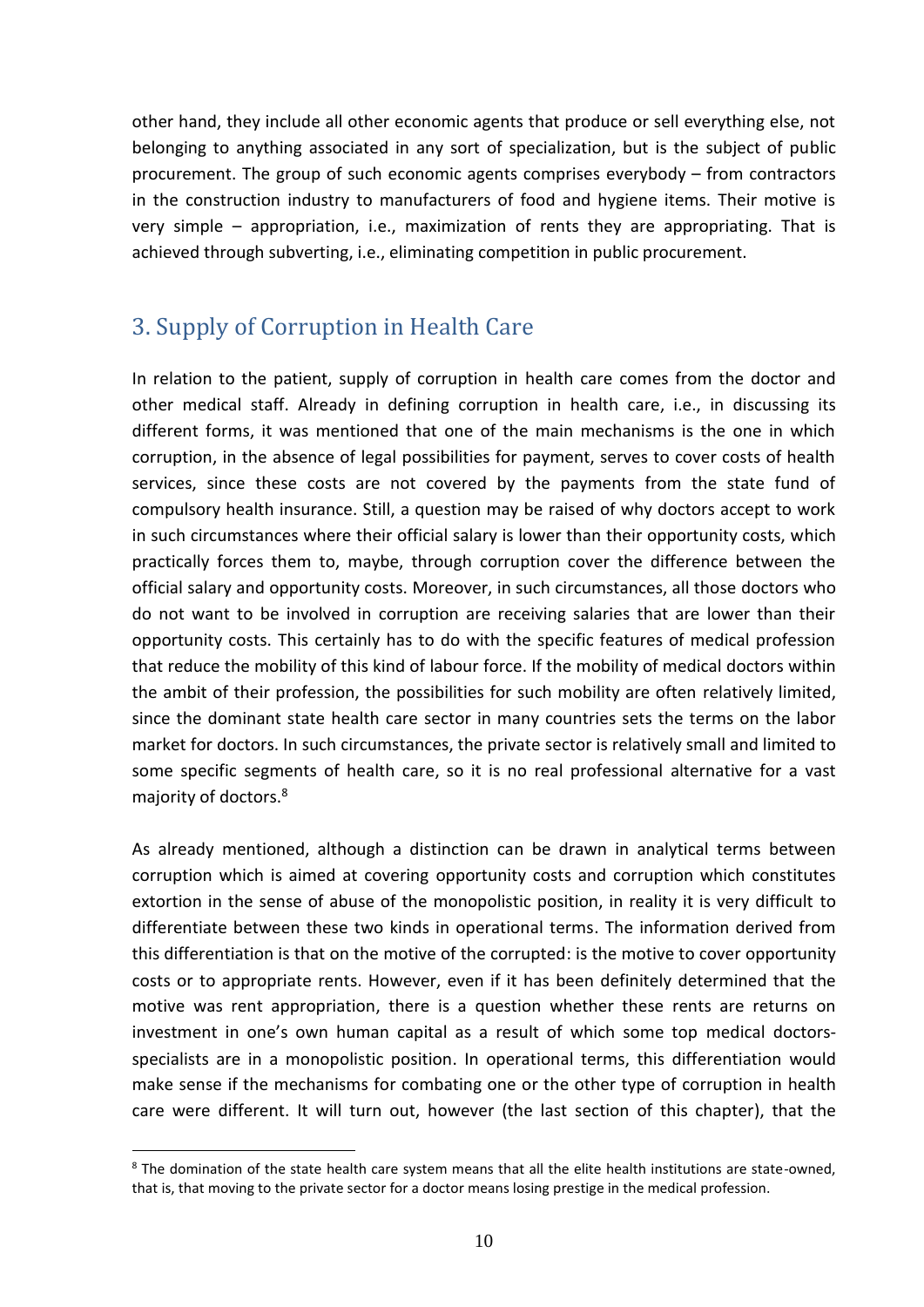other hand, they include all other economic agents that produce or sell everything else, not belonging to anything associated in any sort of specialization, but is the subject of public procurement. The group of such economic agents comprises everybody – from contractors in the construction industry to manufacturers of food and hygiene items. Their motive is very simple – appropriation, i.e., maximization of rents they are appropriating. That is achieved through subverting, i.e., eliminating competition in public procurement.

## 3. Supply of Corruption in Health Care

In relation to the patient, supply of corruption in health care comes from the doctor and other medical staff. Already in defining corruption in health care, i.e., in discussing its different forms, it was mentioned that one of the main mechanisms is the one in which corruption, in the absence of legal possibilities for payment, serves to cover costs of health services, since these costs are not covered by the payments from the state fund of compulsory health insurance. Still, a question may be raised of why doctors accept to work in such circumstances where their official salary is lower than their opportunity costs, which practically forces them to, maybe, through corruption cover the difference between the official salary and opportunity costs. Moreover, in such circumstances, all those doctors who do not want to be involved in corruption are receiving salaries that are lower than their opportunity costs. This certainly has to do with the specific features of medical profession that reduce the mobility of this kind of labour force. If the mobility of medical doctors within the ambit of their profession, the possibilities for such mobility are often relatively limited, since the dominant state health care sector in many countries sets the terms on the labor market for doctors. In such circumstances, the private sector is relatively small and limited to some specific segments of health care, so it is no real professional alternative for a vast majority of doctors.[8]

As already mentioned, although a distinction can be drawn in analytical terms between corruption which is aimed at covering opportunity costs and corruption which constitutes extortion in the sense of abuse of the monopolistic position, in reality it is very difficult to differentiate between these two kinds in operational terms. The information derived from this differentiation is that on the motive of the corrupted: is the motive to cover opportunity costs or to appropriate rents. However, even if it has been definitely determined that the motive was rent appropriation, there is a question whether these rents are returns on investment in one's own human capital as a result of which some top medical doctors-specialists are in a monopolistic position. In operational terms, this differentiation would make sense if the mechanisms for combating one or the other type of corruption in health care were different. It will turn out, however (the last section of this chapter), that the

---

[8] The domination of the state health care system means that all the elite health institutions are state-owned, that is, that moving to the private sector for a doctor means losing prestige in the medical profession.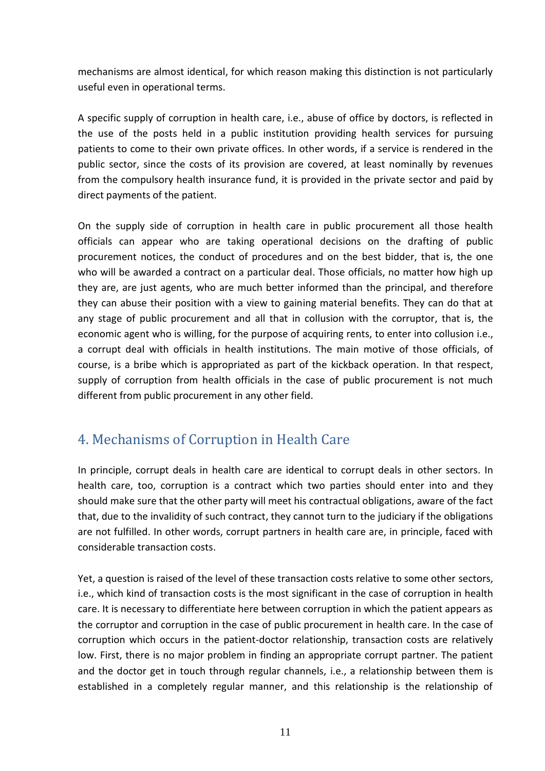mechanisms are almost identical, for which reason making this distinction is not particularly useful even in operational terms.

A specific supply of corruption in health care, i.e., abuse of office by doctors, is reflected in the use of the posts held in a public institution providing health services for pursuing patients to come to their own private offices. In other words, if a service is rendered in the public sector, since the costs of its provision are covered, at least nominally by revenues from the compulsory health insurance fund, it is provided in the private sector and paid by direct payments of the patient.

On the supply side of corruption in health care in public procurement all those health officials can appear who are taking operational decisions on the drafting of public procurement notices, the conduct of procedures and on the best bidder, that is, the one who will be awarded a contract on a particular deal. Those officials, no matter how high up they are, are just agents, who are much better informed than the principal, and therefore they can abuse their position with a view to gaining material benefits. They can do that at any stage of public procurement and all that in collusion with the corruptor, that is, the economic agent who is willing, for the purpose of acquiring rents, to enter into collusion i.e., a corrupt deal with officials in health institutions. The main motive of those officials, of course, is a bribe which is appropriated as part of the kickback operation. In that respect, supply of corruption from health officials in the case of public procurement is not much different from public procurement in any other field.

## 4. Mechanisms of Corruption in Health Care

In principle, corrupt deals in health care are identical to corrupt deals in other sectors. In health care, too, corruption is a contract which two parties should enter into and they should make sure that the other party will meet his contractual obligations, aware of the fact that, due to the invalidity of such contract, they cannot turn to the judiciary if the obligations are not fulfilled. In other words, corrupt partners in health care are, in principle, faced with considerable transaction costs.

Yet, a question is raised of the level of these transaction costs relative to some other sectors, i.e., which kind of transaction costs is the most significant in the case of corruption in health care. It is necessary to differentiate here between corruption in which the patient appears as the corruptor and corruption in the case of public procurement in health care. In the case of corruption which occurs in the patient-doctor relationship, transaction costs are relatively low. First, there is no major problem in finding an appropriate corrupt partner. The patient and the doctor get in touch through regular channels, i.e., a relationship between them is established in a completely regular manner, and this relationship is the relationship of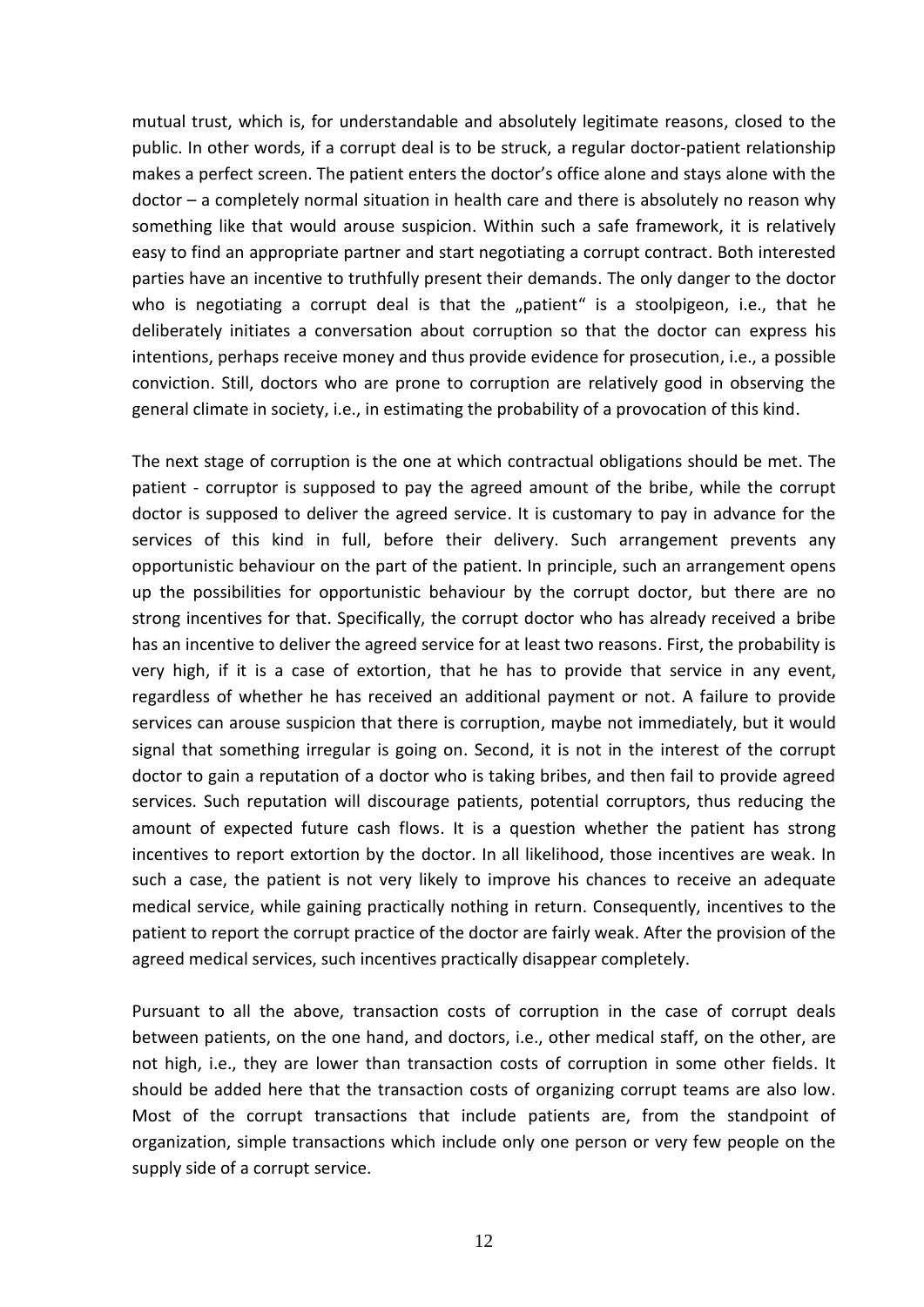mutual trust, which is, for understandable and absolutely legitimate reasons, closed to the public. In other words, if a corrupt deal is to be struck, a regular doctor-patient relationship makes a perfect screen. The patient enters the doctor's office alone and stays alone with the doctor – a completely normal situation in health care and there is absolutely no reason why something like that would arouse suspicion. Within such a safe framework, it is relatively easy to find an appropriate partner and start negotiating a corrupt contract. Both interested parties have an incentive to truthfully present their demands. The only danger to the doctor who is negotiating a corrupt deal is that the „patient" is a stoolpigeon, i.e., that he deliberately initiates a conversation about corruption so that the doctor can express his intentions, perhaps receive money and thus provide evidence for prosecution, i.e., a possible conviction. Still, doctors who are prone to corruption are relatively good in observing the general climate in society, i.e., in estimating the probability of a provocation of this kind.

The next stage of corruption is the one at which contractual obligations should be met. The patient - corruptor is supposed to pay the agreed amount of the bribe, while the corrupt doctor is supposed to deliver the agreed service. It is customary to pay in advance for the services of this kind in full, before their delivery. Such arrangement prevents any opportunistic behaviour on the part of the patient. In principle, such an arrangement opens up the possibilities for opportunistic behaviour by the corrupt doctor, but there are no strong incentives for that. Specifically, the corrupt doctor who has already received a bribe has an incentive to deliver the agreed service for at least two reasons. First, the probability is very high, if it is a case of extortion, that he has to provide that service in any event, regardless of whether he has received an additional payment or not. A failure to provide services can arouse suspicion that there is corruption, maybe not immediately, but it would signal that something irregular is going on. Second, it is not in the interest of the corrupt doctor to gain a reputation of a doctor who is taking bribes, and then fail to provide agreed services. Such reputation will discourage patients, potential corruptors, thus reducing the amount of expected future cash flows. It is a question whether the patient has strong incentives to report extortion by the doctor. In all likelihood, those incentives are weak. In such a case, the patient is not very likely to improve his chances to receive an adequate medical service, while gaining practically nothing in return. Consequently, incentives to the patient to report the corrupt practice of the doctor are fairly weak. After the provision of the agreed medical services, such incentives practically disappear completely.

Pursuant to all the above, transaction costs of corruption in the case of corrupt deals between patients, on the one hand, and doctors, i.e., other medical staff, on the other, are not high, i.e., they are lower than transaction costs of corruption in some other fields. It should be added here that the transaction costs of organizing corrupt teams are also low. Most of the corrupt transactions that include patients are, from the standpoint of organization, simple transactions which include only one person or very few people on the supply side of a corrupt service.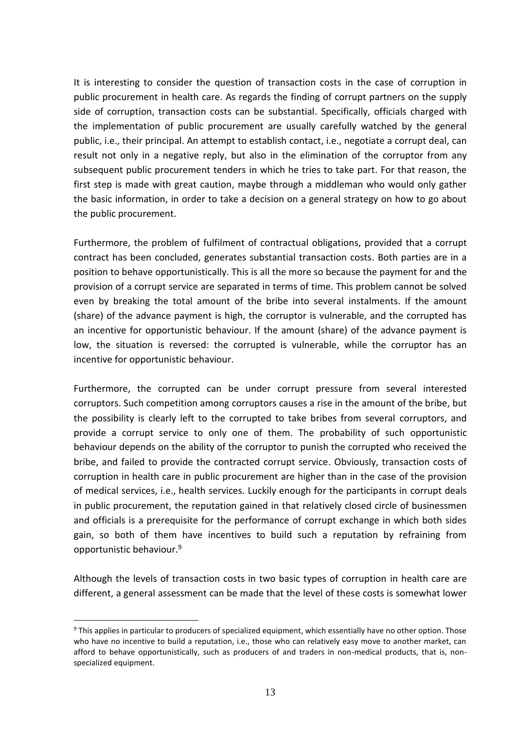It is interesting to consider the question of transaction costs in the case of corruption in public procurement in health care. As regards the finding of corrupt partners on the supply side of corruption, transaction costs can be substantial. Specifically, officials charged with the implementation of public procurement are usually carefully watched by the general public, i.e., their principal. An attempt to establish contact, i.e., negotiate a corrupt deal, can result not only in a negative reply, but also in the elimination of the corruptor from any subsequent public procurement tenders in which he tries to take part. For that reason, the first step is made with great caution, maybe through a middleman who would only gather the basic information, in order to take a decision on a general strategy on how to go about the public procurement.

Furthermore, the problem of fulfilment of contractual obligations, provided that a corrupt contract has been concluded, generates substantial transaction costs. Both parties are in a position to behave opportunistically. This is all the more so because the payment for and the provision of a corrupt service are separated in terms of time. This problem cannot be solved even by breaking the total amount of the bribe into several instalments. If the amount (share) of the advance payment is high, the corruptor is vulnerable, and the corrupted has an incentive for opportunistic behaviour. If the amount (share) of the advance payment is low, the situation is reversed: the corrupted is vulnerable, while the corruptor has an incentive for opportunistic behaviour.

Furthermore, the corrupted can be under corrupt pressure from several interested corruptors. Such competition among corruptors causes a rise in the amount of the bribe, but the possibility is clearly left to the corrupted to take bribes from several corruptors, and provide a corrupt service to only one of them. The probability of such opportunistic behaviour depends on the ability of the corruptor to punish the corrupted who received the bribe, and failed to provide the contracted corrupt service. Obviously, transaction costs of corruption in health care in public procurement are higher than in the case of the provision of medical services, i.e., health services. Luckily enough for the participants in corrupt deals in public procurement, the reputation gained in that relatively closed circle of businessmen and officials is a prerequisite for the performance of corrupt exchange in which both sides gain, so both of them have incentives to build such a reputation by refraining from opportunistic behaviour.[9]

Although the levels of transaction costs in two basic types of corruption in health care are different, a general assessment can be made that the level of these costs is somewhat lower

---

[9] This applies in particular to producers of specialized equipment, which essentially have no other option. Those who have no incentive to build a reputation, i.e., those who can relatively easy move to another market, can afford to behave opportunistically, such as producers of and traders in non-medical products, that is, non-specialized equipment.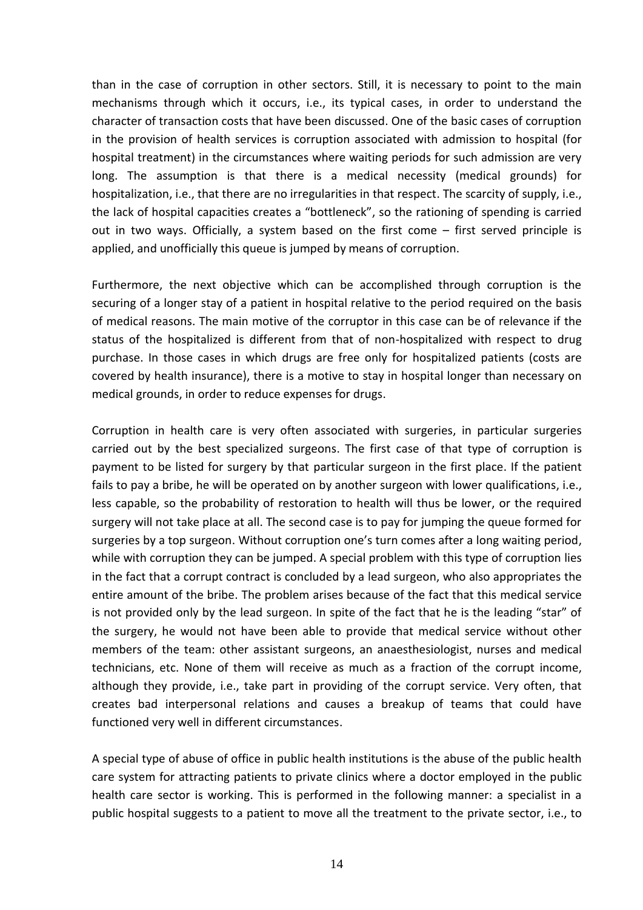than in the case of corruption in other sectors. Still, it is necessary to point to the main mechanisms through which it occurs, i.e., its typical cases, in order to understand the character of transaction costs that have been discussed. One of the basic cases of corruption in the provision of health services is corruption associated with admission to hospital (for hospital treatment) in the circumstances where waiting periods for such admission are very long. The assumption is that there is a medical necessity (medical grounds) for hospitalization, i.e., that there are no irregularities in that respect. The scarcity of supply, i.e., the lack of hospital capacities creates a "bottleneck", so the rationing of spending is carried out in two ways. Officially, a system based on the first come – first served principle is applied, and unofficially this queue is jumped by means of corruption.

Furthermore, the next objective which can be accomplished through corruption is the securing of a longer stay of a patient in hospital relative to the period required on the basis of medical reasons. The main motive of the corruptor in this case can be of relevance if the status of the hospitalized is different from that of non-hospitalized with respect to drug purchase. In those cases in which drugs are free only for hospitalized patients (costs are covered by health insurance), there is a motive to stay in hospital longer than necessary on medical grounds, in order to reduce expenses for drugs.

Corruption in health care is very often associated with surgeries, in particular surgeries carried out by the best specialized surgeons. The first case of that type of corruption is payment to be listed for surgery by that particular surgeon in the first place. If the patient fails to pay a bribe, he will be operated on by another surgeon with lower qualifications, i.e., less capable, so the probability of restoration to health will thus be lower, or the required surgery will not take place at all. The second case is to pay for jumping the queue formed for surgeries by a top surgeon. Without corruption one's turn comes after a long waiting period, while with corruption they can be jumped. A special problem with this type of corruption lies in the fact that a corrupt contract is concluded by a lead surgeon, who also appropriates the entire amount of the bribe. The problem arises because of the fact that this medical service is not provided only by the lead surgeon. In spite of the fact that he is the leading "star" of the surgery, he would not have been able to provide that medical service without other members of the team: other assistant surgeons, an anaesthesiologist, nurses and medical technicians, etc. None of them will receive as much as a fraction of the corrupt income, although they provide, i.e., take part in providing of the corrupt service. Very often, that creates bad interpersonal relations and causes a breakup of teams that could have functioned very well in different circumstances.

A special type of abuse of office in public health institutions is the abuse of the public health care system for attracting patients to private clinics where a doctor employed in the public health care sector is working. This is performed in the following manner: a specialist in a public hospital suggests to a patient to move all the treatment to the private sector, i.e., to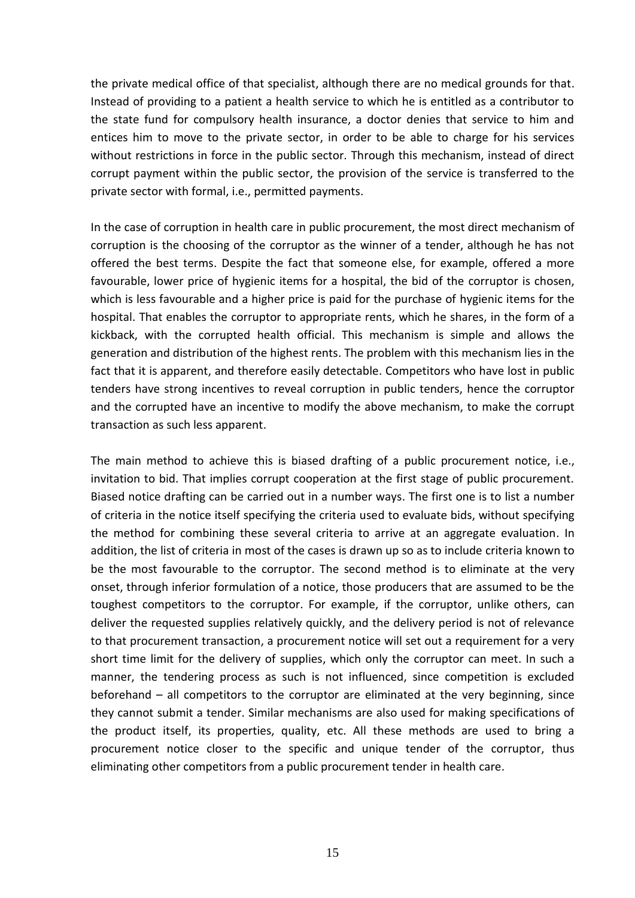the private medical office of that specialist, although there are no medical grounds for that. Instead of providing to a patient a health service to which he is entitled as a contributor to the state fund for compulsory health insurance, a doctor denies that service to him and entices him to move to the private sector, in order to be able to charge for his services without restrictions in force in the public sector. Through this mechanism, instead of direct corrupt payment within the public sector, the provision of the service is transferred to the private sector with formal, i.e., permitted payments.

In the case of corruption in health care in public procurement, the most direct mechanism of corruption is the choosing of the corruptor as the winner of a tender, although he has not offered the best terms. Despite the fact that someone else, for example, offered a more favourable, lower price of hygienic items for a hospital, the bid of the corruptor is chosen, which is less favourable and a higher price is paid for the purchase of hygienic items for the hospital. That enables the corruptor to appropriate rents, which he shares, in the form of a kickback, with the corrupted health official. This mechanism is simple and allows the generation and distribution of the highest rents. The problem with this mechanism lies in the fact that it is apparent, and therefore easily detectable. Competitors who have lost in public tenders have strong incentives to reveal corruption in public tenders, hence the corruptor and the corrupted have an incentive to modify the above mechanism, to make the corrupt transaction as such less apparent.

The main method to achieve this is biased drafting of a public procurement notice, i.e., invitation to bid. That implies corrupt cooperation at the first stage of public procurement. Biased notice drafting can be carried out in a number ways. The first one is to list a number of criteria in the notice itself specifying the criteria used to evaluate bids, without specifying the method for combining these several criteria to arrive at an aggregate evaluation. In addition, the list of criteria in most of the cases is drawn up so as to include criteria known to be the most favourable to the corruptor. The second method is to eliminate at the very onset, through inferior formulation of a notice, those producers that are assumed to be the toughest competitors to the corruptor. For example, if the corruptor, unlike others, can deliver the requested supplies relatively quickly, and the delivery period is not of relevance to that procurement transaction, a procurement notice will set out a requirement for a very short time limit for the delivery of supplies, which only the corruptor can meet. In such a manner, the tendering process as such is not influenced, since competition is excluded beforehand – all competitors to the corruptor are eliminated at the very beginning, since they cannot submit a tender. Similar mechanisms are also used for making specifications of the product itself, its properties, quality, etc. All these methods are used to bring a procurement notice closer to the specific and unique tender of the corruptor, thus eliminating other competitors from a public procurement tender in health care.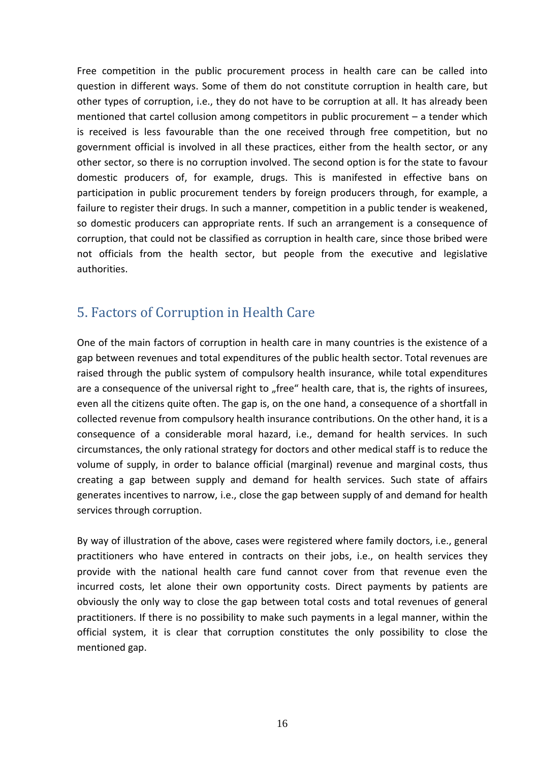Free competition in the public procurement process in health care can be called into question in different ways. Some of them do not constitute corruption in health care, but other types of corruption, i.e., they do not have to be corruption at all. It has already been mentioned that cartel collusion among competitors in public procurement – a tender which is received is less favourable than the one received through free competition, but no government official is involved in all these practices, either from the health sector, or any other sector, so there is no corruption involved. The second option is for the state to favour domestic producers of, for example, drugs. This is manifested in effective bans on participation in public procurement tenders by foreign producers through, for example, a failure to register their drugs. In such a manner, competition in a public tender is weakened, so domestic producers can appropriate rents. If such an arrangement is a consequence of corruption, that could not be classified as corruption in health care, since those bribed were not officials from the health sector, but people from the executive and legislative authorities.

## 5. Factors of Corruption in Health Care

One of the main factors of corruption in health care in many countries is the existence of a gap between revenues and total expenditures of the public health sector. Total revenues are raised through the public system of compulsory health insurance, while total expenditures are a consequence of the universal right to „free" health care, that is, the rights of insurees, even all the citizens quite often. The gap is, on the one hand, a consequence of a shortfall in collected revenue from compulsory health insurance contributions. On the other hand, it is a consequence of a considerable moral hazard, i.e., demand for health services. In such circumstances, the only rational strategy for doctors and other medical staff is to reduce the volume of supply, in order to balance official (marginal) revenue and marginal costs, thus creating a gap between supply and demand for health services. Such state of affairs generates incentives to narrow, i.e., close the gap between supply of and demand for health services through corruption.

By way of illustration of the above, cases were registered where family doctors, i.e., general practitioners who have entered in contracts on their jobs, i.e., on health services they provide with the national health care fund cannot cover from that revenue even the incurred costs, let alone their own opportunity costs. Direct payments by patients are obviously the only way to close the gap between total costs and total revenues of general practitioners. If there is no possibility to make such payments in a legal manner, within the official system, it is clear that corruption constitutes the only possibility to close the mentioned gap.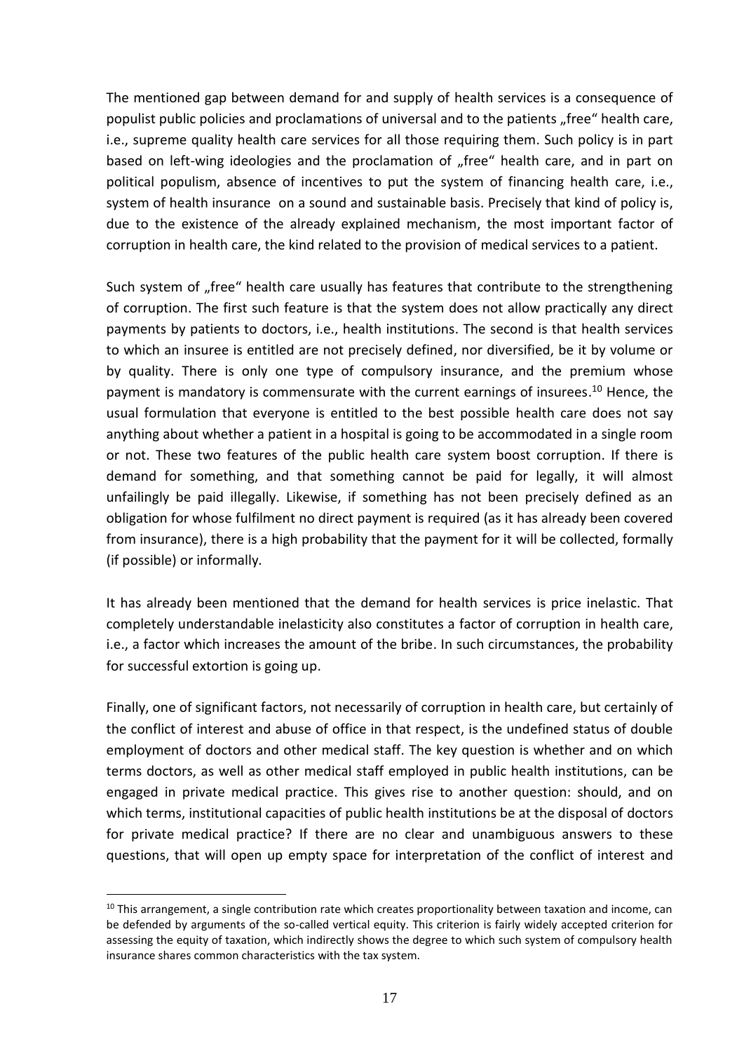The mentioned gap between demand for and supply of health services is a consequence of populist public policies and proclamations of universal and to the patients „free" health care, i.e., supreme quality health care services for all those requiring them. Such policy is in part based on left-wing ideologies and the proclamation of „free" health care, and in part on political populism, absence of incentives to put the system of financing health care, i.e., system of health insurance on a sound and sustainable basis. Precisely that kind of policy is, due to the existence of the already explained mechanism, the most important factor of corruption in health care, the kind related to the provision of medical services to a patient.

Such system of „free" health care usually has features that contribute to the strengthening of corruption. The first such feature is that the system does not allow practically any direct payments by patients to doctors, i.e., health institutions. The second is that health services to which an insuree is entitled are not precisely defined, nor diversified, be it by volume or by quality. There is only one type of compulsory insurance, and the premium whose payment is mandatory is commensurate with the current earnings of insurees.[10] Hence, the usual formulation that everyone is entitled to the best possible health care does not say anything about whether a patient in a hospital is going to be accommodated in a single room or not. These two features of the public health care system boost corruption. If there is demand for something, and that something cannot be paid for legally, it will almost unfailingly be paid illegally. Likewise, if something has not been precisely defined as an obligation for whose fulfilment no direct payment is required (as it has already been covered from insurance), there is a high probability that the payment for it will be collected, formally (if possible) or informally.

It has already been mentioned that the demand for health services is price inelastic. That completely understandable inelasticity also constitutes a factor of corruption in health care, i.e., a factor which increases the amount of the bribe. In such circumstances, the probability for successful extortion is going up.

Finally, one of significant factors, not necessarily of corruption in health care, but certainly of the conflict of interest and abuse of office in that respect, is the undefined status of double employment of doctors and other medical staff. The key question is whether and on which terms doctors, as well as other medical staff employed in public health institutions, can be engaged in private medical practice. This gives rise to another question: should, and on which terms, institutional capacities of public health institutions be at the disposal of doctors for private medical practice? If there are no clear and unambiguous answers to these questions, that will open up empty space for interpretation of the conflict of interest and

[10] This arrangement, a single contribution rate which creates proportionality between taxation and income, can be defended by arguments of the so-called vertical equity. This criterion is fairly widely accepted criterion for assessing the equity of taxation, which indirectly shows the degree to which such system of compulsory health insurance shares common characteristics with the tax system.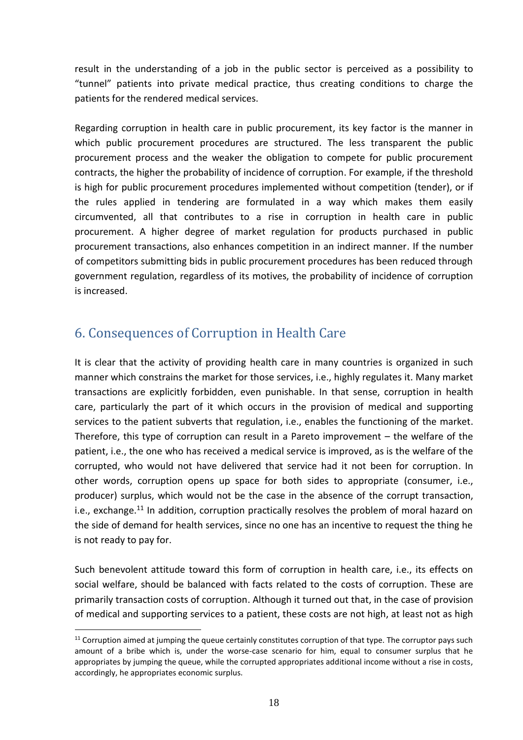result in the understanding of a job in the public sector is perceived as a possibility to "tunnel" patients into private medical practice, thus creating conditions to charge the patients for the rendered medical services.

Regarding corruption in health care in public procurement, its key factor is the manner in which public procurement procedures are structured. The less transparent the public procurement process and the weaker the obligation to compete for public procurement contracts, the higher the probability of incidence of corruption. For example, if the threshold is high for public procurement procedures implemented without competition (tender), or if the rules applied in tendering are formulated in a way which makes them easily circumvented, all that contributes to a rise in corruption in health care in public procurement. A higher degree of market regulation for products purchased in public procurement transactions, also enhances competition in an indirect manner. If the number of competitors submitting bids in public procurement procedures has been reduced through government regulation, regardless of its motives, the probability of incidence of corruption is increased.

## 6. Consequences of Corruption in Health Care

It is clear that the activity of providing health care in many countries is organized in such manner which constrains the market for those services, i.e., highly regulates it. Many market transactions are explicitly forbidden, even punishable. In that sense, corruption in health care, particularly the part of it which occurs in the provision of medical and supporting services to the patient subverts that regulation, i.e., enables the functioning of the market. Therefore, this type of corruption can result in a Pareto improvement – the welfare of the patient, i.e., the one who has received a medical service is improved, as is the welfare of the corrupted, who would not have delivered that service had it not been for corruption. In other words, corruption opens up space for both sides to appropriate (consumer, i.e., producer) surplus, which would not be the case in the absence of the corrupt transaction, i.e., exchange.[11] In addition, corruption practically resolves the problem of moral hazard on the side of demand for health services, since no one has an incentive to request the thing he is not ready to pay for.

Such benevolent attitude toward this form of corruption in health care, i.e., its effects on social welfare, should be balanced with facts related to the costs of corruption. These are primarily transaction costs of corruption. Although it turned out that, in the case of provision of medical and supporting services to a patient, these costs are not high, at least not as high

[11] Corruption aimed at jumping the queue certainly constitutes corruption of that type. The corruptor pays such amount of a bribe which is, under the worse-case scenario for him, equal to consumer surplus that he appropriates by jumping the queue, while the corrupted appropriates additional income without a rise in costs, accordingly, he appropriates economic surplus.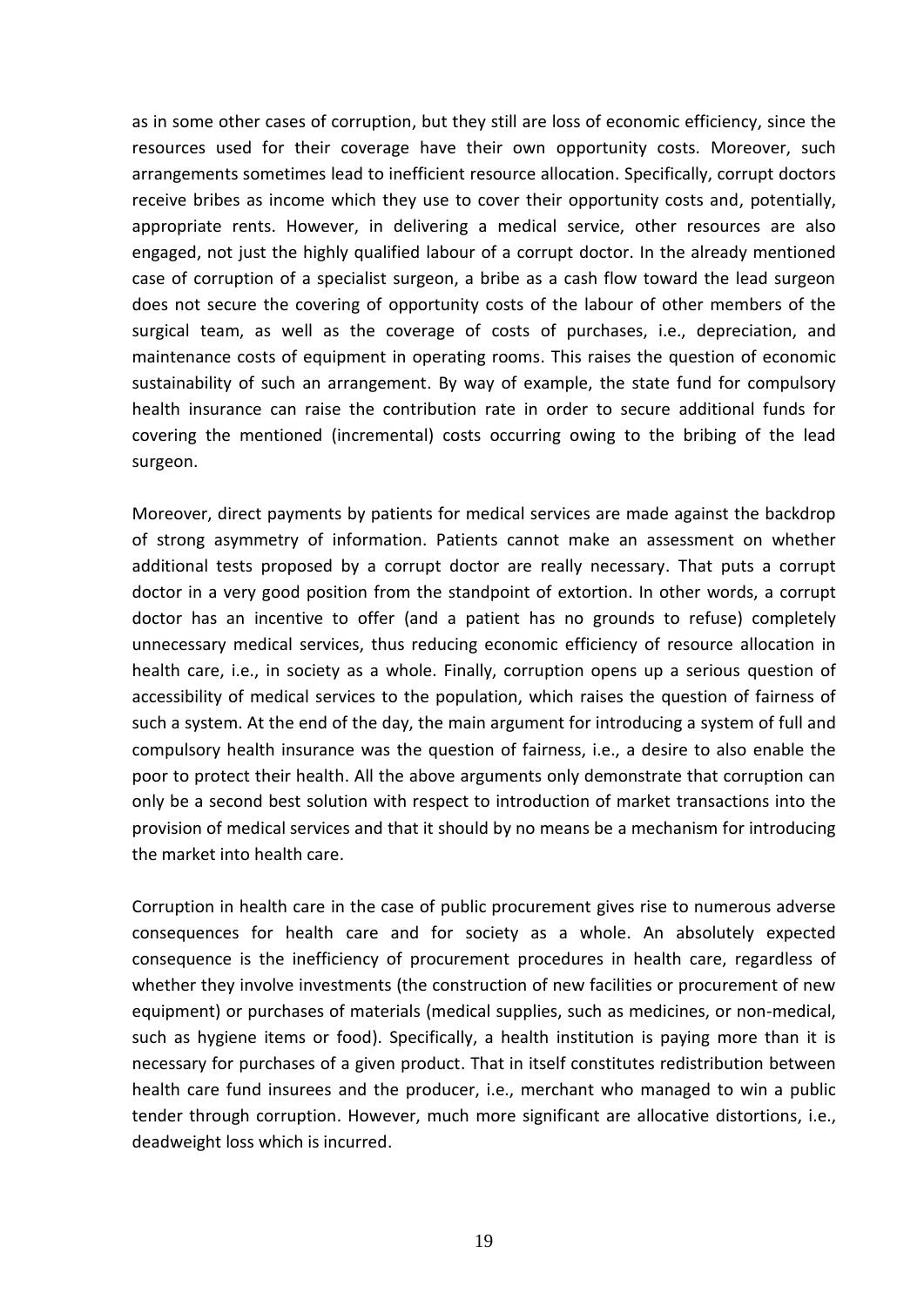as in some other cases of corruption, but they still are loss of economic efficiency, since the resources used for their coverage have their own opportunity costs. Moreover, such arrangements sometimes lead to inefficient resource allocation. Specifically, corrupt doctors receive bribes as income which they use to cover their opportunity costs and, potentially, appropriate rents. However, in delivering a medical service, other resources are also engaged, not just the highly qualified labour of a corrupt doctor. In the already mentioned case of corruption of a specialist surgeon, a bribe as a cash flow toward the lead surgeon does not secure the covering of opportunity costs of the labour of other members of the surgical team, as well as the coverage of costs of purchases, i.e., depreciation, and maintenance costs of equipment in operating rooms. This raises the question of economic sustainability of such an arrangement. By way of example, the state fund for compulsory health insurance can raise the contribution rate in order to secure additional funds for covering the mentioned (incremental) costs occurring owing to the bribing of the lead surgeon.

Moreover, direct payments by patients for medical services are made against the backdrop of strong asymmetry of information. Patients cannot make an assessment on whether additional tests proposed by a corrupt doctor are really necessary. That puts a corrupt doctor in a very good position from the standpoint of extortion. In other words, a corrupt doctor has an incentive to offer (and a patient has no grounds to refuse) completely unnecessary medical services, thus reducing economic efficiency of resource allocation in health care, i.e., in society as a whole. Finally, corruption opens up a serious question of accessibility of medical services to the population, which raises the question of fairness of such a system. At the end of the day, the main argument for introducing a system of full and compulsory health insurance was the question of fairness, i.e., a desire to also enable the poor to protect their health. All the above arguments only demonstrate that corruption can only be a second best solution with respect to introduction of market transactions into the provision of medical services and that it should by no means be a mechanism for introducing the market into health care.

Corruption in health care in the case of public procurement gives rise to numerous adverse consequences for health care and for society as a whole. An absolutely expected consequence is the inefficiency of procurement procedures in health care, regardless of whether they involve investments (the construction of new facilities or procurement of new equipment) or purchases of materials (medical supplies, such as medicines, or non-medical, such as hygiene items or food). Specifically, a health institution is paying more than it is necessary for purchases of a given product. That in itself constitutes redistribution between health care fund insurees and the producer, i.e., merchant who managed to win a public tender through corruption. However, much more significant are allocative distortions, i.e., deadweight loss which is incurred.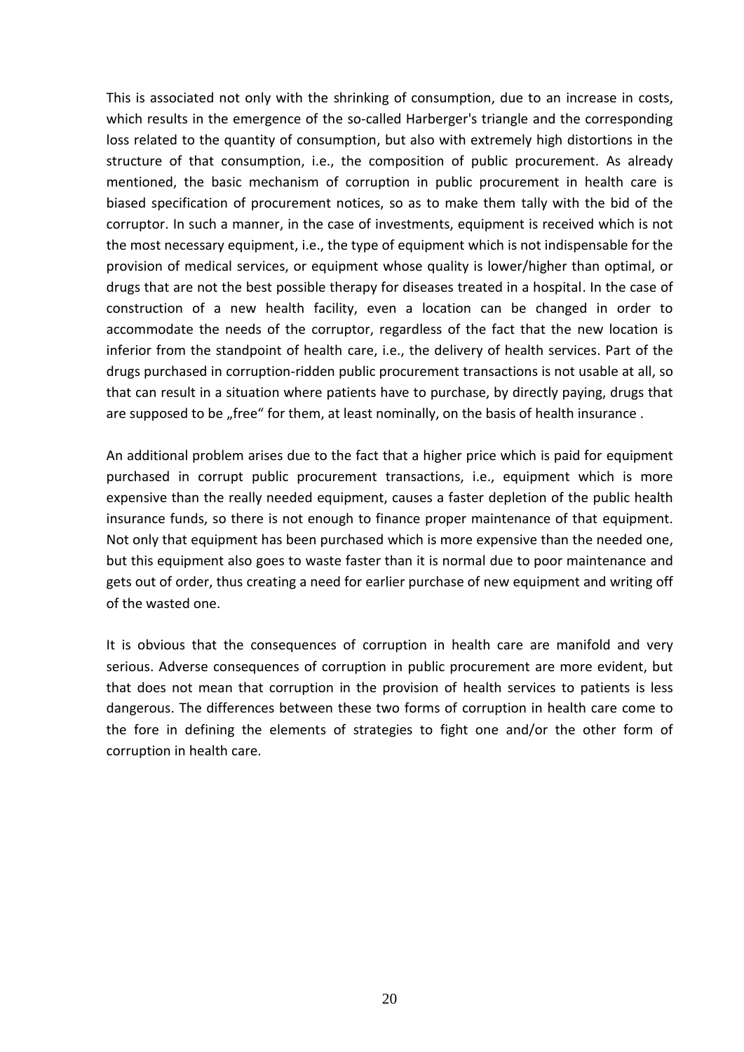This is associated not only with the shrinking of consumption, due to an increase in costs, which results in the emergence of the so-called Harberger's triangle and the corresponding loss related to the quantity of consumption, but also with extremely high distortions in the structure of that consumption, i.e., the composition of public procurement. As already mentioned, the basic mechanism of corruption in public procurement in health care is biased specification of procurement notices, so as to make them tally with the bid of the corruptor. In such a manner, in the case of investments, equipment is received which is not the most necessary equipment, i.e., the type of equipment which is not indispensable for the provision of medical services, or equipment whose quality is lower/higher than optimal, or drugs that are not the best possible therapy for diseases treated in a hospital. In the case of construction of a new health facility, even a location can be changed in order to accommodate the needs of the corruptor, regardless of the fact that the new location is inferior from the standpoint of health care, i.e., the delivery of health services. Part of the drugs purchased in corruption-ridden public procurement transactions is not usable at all, so that can result in a situation where patients have to purchase, by directly paying, drugs that are supposed to be „free" for them, at least nominally, on the basis of health insurance .

An additional problem arises due to the fact that a higher price which is paid for equipment purchased in corrupt public procurement transactions, i.e., equipment which is more expensive than the really needed equipment, causes a faster depletion of the public health insurance funds, so there is not enough to finance proper maintenance of that equipment. Not only that equipment has been purchased which is more expensive than the needed one, but this equipment also goes to waste faster than it is normal due to poor maintenance and gets out of order, thus creating a need for earlier purchase of new equipment and writing off of the wasted one.

It is obvious that the consequences of corruption in health care are manifold and very serious. Adverse consequences of corruption in public procurement are more evident, but that does not mean that corruption in the provision of health services to patients is less dangerous. The differences between these two forms of corruption in health care come to the fore in defining the elements of strategies to fight one and/or the other form of corruption in health care.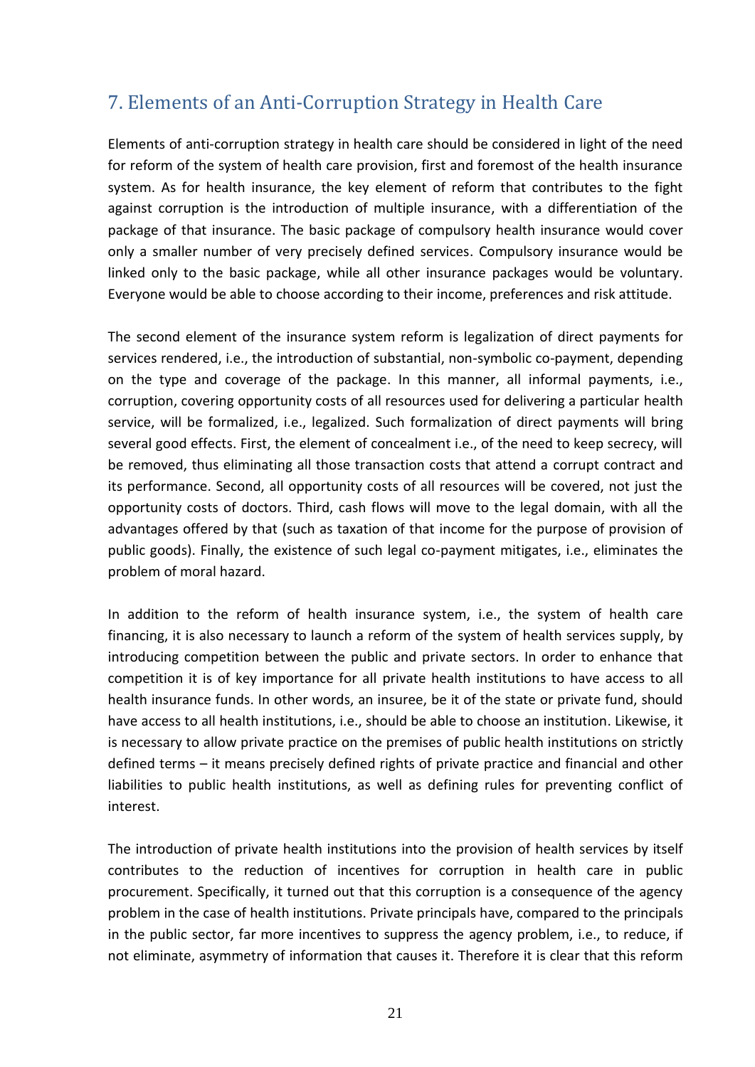## 7. Elements of an Anti-Corruption Strategy in Health Care

Elements of anti-corruption strategy in health care should be considered in light of the need for reform of the system of health care provision, first and foremost of the health insurance system. As for health insurance, the key element of reform that contributes to the fight against corruption is the introduction of multiple insurance, with a differentiation of the package of that insurance. The basic package of compulsory health insurance would cover only a smaller number of very precisely defined services. Compulsory insurance would be linked only to the basic package, while all other insurance packages would be voluntary. Everyone would be able to choose according to their income, preferences and risk attitude.

The second element of the insurance system reform is legalization of direct payments for services rendered, i.e., the introduction of substantial, non-symbolic co-payment, depending on the type and coverage of the package. In this manner, all informal payments, i.e., corruption, covering opportunity costs of all resources used for delivering a particular health service, will be formalized, i.e., legalized. Such formalization of direct payments will bring several good effects. First, the element of concealment i.e., of the need to keep secrecy, will be removed, thus eliminating all those transaction costs that attend a corrupt contract and its performance. Second, all opportunity costs of all resources will be covered, not just the opportunity costs of doctors. Third, cash flows will move to the legal domain, with all the advantages offered by that (such as taxation of that income for the purpose of provision of public goods). Finally, the existence of such legal co-payment mitigates, i.e., eliminates the problem of moral hazard.

In addition to the reform of health insurance system, i.e., the system of health care financing, it is also necessary to launch a reform of the system of health services supply, by introducing competition between the public and private sectors. In order to enhance that competition it is of key importance for all private health institutions to have access to all health insurance funds. In other words, an insuree, be it of the state or private fund, should have access to all health institutions, i.e., should be able to choose an institution. Likewise, it is necessary to allow private practice on the premises of public health institutions on strictly defined terms – it means precisely defined rights of private practice and financial and other liabilities to public health institutions, as well as defining rules for preventing conflict of interest.

The introduction of private health institutions into the provision of health services by itself contributes to the reduction of incentives for corruption in health care in public procurement. Specifically, it turned out that this corruption is a consequence of the agency problem in the case of health institutions. Private principals have, compared to the principals in the public sector, far more incentives to suppress the agency problem, i.e., to reduce, if not eliminate, asymmetry of information that causes it. Therefore it is clear that this reform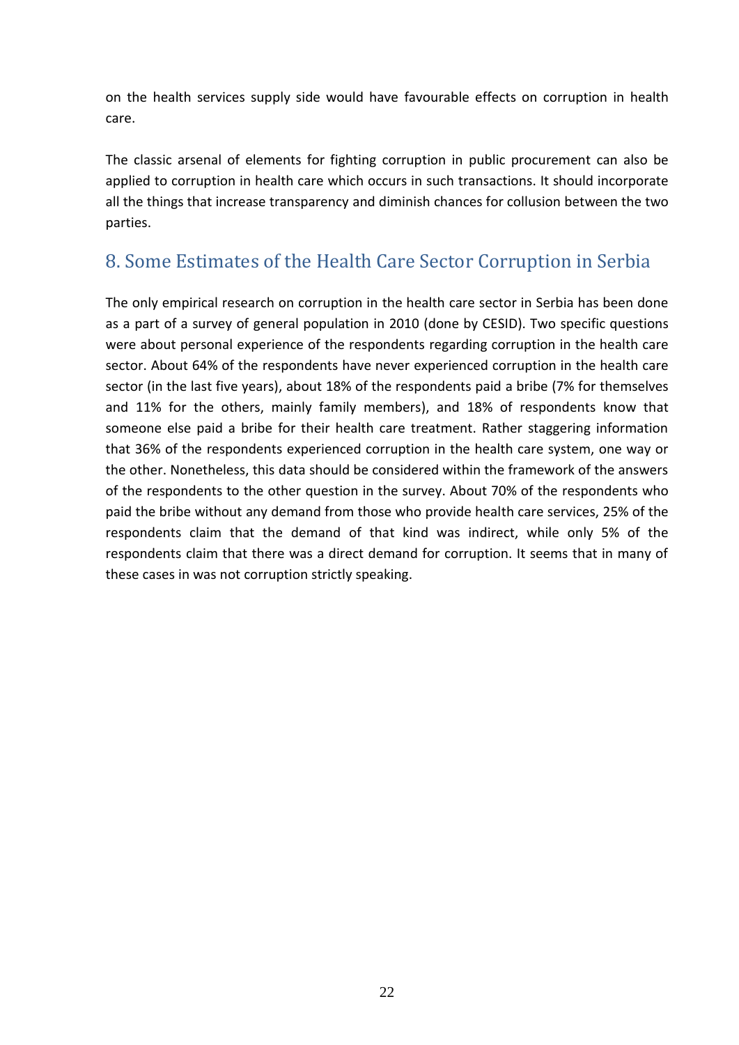on the health services supply side would have favourable effects on corruption in health care.

The classic arsenal of elements for fighting corruption in public procurement can also be applied to corruption in health care which occurs in such transactions. It should incorporate all the things that increase transparency and diminish chances for collusion between the two parties.

## 8. Some Estimates of the Health Care Sector Corruption in Serbia

The only empirical research on corruption in the health care sector in Serbia has been done as a part of a survey of general population in 2010 (done by CESID). Two specific questions were about personal experience of the respondents regarding corruption in the health care sector. About 64% of the respondents have never experienced corruption in the health care sector (in the last five years), about 18% of the respondents paid a bribe (7% for themselves and 11% for the others, mainly family members), and 18% of respondents know that someone else paid a bribe for their health care treatment. Rather staggering information that 36% of the respondents experienced corruption in the health care system, one way or the other. Nonetheless, this data should be considered within the framework of the answers of the respondents to the other question in the survey. About 70% of the respondents who paid the bribe without any demand from those who provide health care services, 25% of the respondents claim that the demand of that kind was indirect, while only 5% of the respondents claim that there was a direct demand for corruption. It seems that in many of these cases in was not corruption strictly speaking.